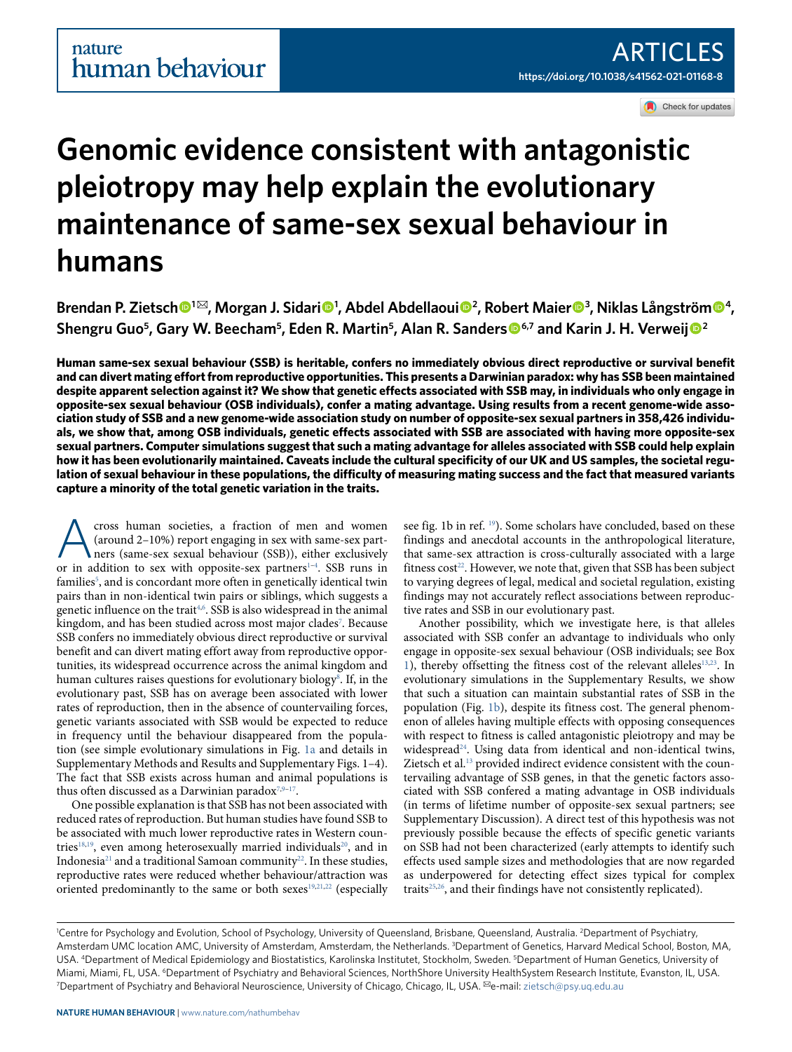# Genomic evidence consistent with antagonistic pleiotropy may help explain the evolutionary maintenance of same-sex sexual behaviour in humans

**Brendan P. Zietsch[1]✉, Morgan J. Sidari[1], Abdel Abdellaoui[2], Robert Maier[3], Niklas Långström[4], Shengru Guo[5], Gary W. Beecham[5], Eden R. Martin[5], Alan R. Sanders[6,7] and Karin J. H. Verweij[2]**

https://doi.org/10.1038/s41562-021-01168-8

**Human same-sex sexual behaviour (SSB) is heritable, confers no immediately obvious direct reproductive or survival benefit and can divert mating effort from reproductive opportunities. This presents a Darwinian paradox: why has SSB been maintained despite apparent selection against it? We show that genetic effects associated with SSB may, in individuals who only engage in opposite-sex sexual behaviour (OSB individuals), confer a mating advantage. Using results from a recent genome-wide association study of SSB and a new genome-wide association study on number of opposite-sex sexual partners in 358,426 individuals, we show that, among OSB individuals, genetic effects associated with SSB are associated with having more opposite-sex sexual partners. Computer simulations suggest that such a mating advantage for alleles associated with SSB could help explain how it has been evolutionarily maintained. Caveats include the cultural specificity of our UK and US samples, the societal regulation of sexual behaviour in these populations, the difficulty of measuring mating success and the fact that measured variants capture a minority of the total genetic variation in the traits.**

Across human societies, a fraction of men and women (around 2–10%) report engaging in sex with same-sex partners (same-sex sexual behaviour (SSB)), either exclusively or in addition to sex with opposite-sex partners[1–4]. SSB runs in families[5], and is concordant more often in genetically identical twin pairs than in non-identical twin pairs or siblings, which suggests a genetic influence on the trait[4,6]. SSB is also widespread in the animal kingdom, and has been studied across most major clades[7]. Because SSB confers no immediately obvious direct reproductive or survival benefit and can divert mating effort away from reproductive opportunities, its widespread occurrence across the animal kingdom and human cultures raises questions for evolutionary biology[8]. If, in the evolutionary past, SSB has on average been associated with lower rates of reproduction, then in the absence of countervailing forces, genetic variants associated with SSB would be expected to reduce in frequency until the behaviour disappeared from the population (see simple evolutionary simulations in Fig. 1a and details in Supplementary Methods and Results and Supplementary Figs. 1–4). The fact that SSB exists across human and animal populations is thus often discussed as a Darwinian paradox[7,9–17].

One possible explanation is that SSB has not been associated with reduced rates of reproduction. But human studies have found SSB to be associated with much lower reproductive rates in Western countries[18,19], even among heterosexually married individuals[20], and in Indonesia[21] and a traditional Samoan community[22]. In these studies, reproductive rates were reduced whether behaviour/attraction was oriented predominantly to the same or both sexes[19,21,22] (especially see fig. 1b in ref. [19]). Some scholars have concluded, based on these findings and anecdotal accounts in the anthropological literature, that same-sex attraction is cross-culturally associated with a large fitness cost[22]. However, we note that, given that SSB has been subject to varying degrees of legal, medical and societal regulation, existing findings may not accurately reflect associations between reproductive rates and SSB in our evolutionary past.

Another possibility, which we investigate here, is that alleles associated with SSB confer an advantage to individuals who only engage in opposite-sex sexual behaviour (OSB individuals; see Box 1), thereby offsetting the fitness cost of the relevant alleles[13,23]. In evolutionary simulations in the Supplementary Results, we show that such a situation can maintain substantial rates of SSB in the population (Fig. 1b), despite its fitness cost. The general phenomenon of alleles having multiple effects with opposing consequences with respect to fitness is called antagonistic pleiotropy and may be widespread[24]. Using data from identical and non-identical twins, Zietsch et al.[13] provided indirect evidence consistent with the countervailing advantage of SSB genes, in that the genetic factors associated with SSB confered a mating advantage in OSB individuals (in terms of lifetime number of opposite-sex sexual partners; see Supplementary Discussion). A direct test of this hypothesis was not previously possible because the effects of specific genetic variants on SSB had not been characterized (early attempts to identify such effects used sample sizes and methodologies that are now regarded as underpowered for detecting effect sizes typical for complex traits[25,26], and their findings have not consistently replicated).

[1]Centre for Psychology and Evolution, School of Psychology, University of Queensland, Brisbane, Queensland, Australia. [2]Department of Psychiatry, Amsterdam UMC location AMC, University of Amsterdam, Amsterdam, the Netherlands. [3]Department of Genetics, Harvard Medical School, Boston, MA, USA. [4]Department of Medical Epidemiology and Biostatistics, Karolinska Institutet, Stockholm, Sweden. [5]Department of Human Genetics, University of Miami, Miami, FL, USA. [6]Department of Psychiatry and Behavioral Sciences, NorthShore University HealthSystem Research Institute, Evanston, IL, USA. [7]Department of Psychiatry and Behavioral Neuroscience, University of Chicago, Chicago, IL, USA. ✉e-mail: zietsch@psy.uq.edu.au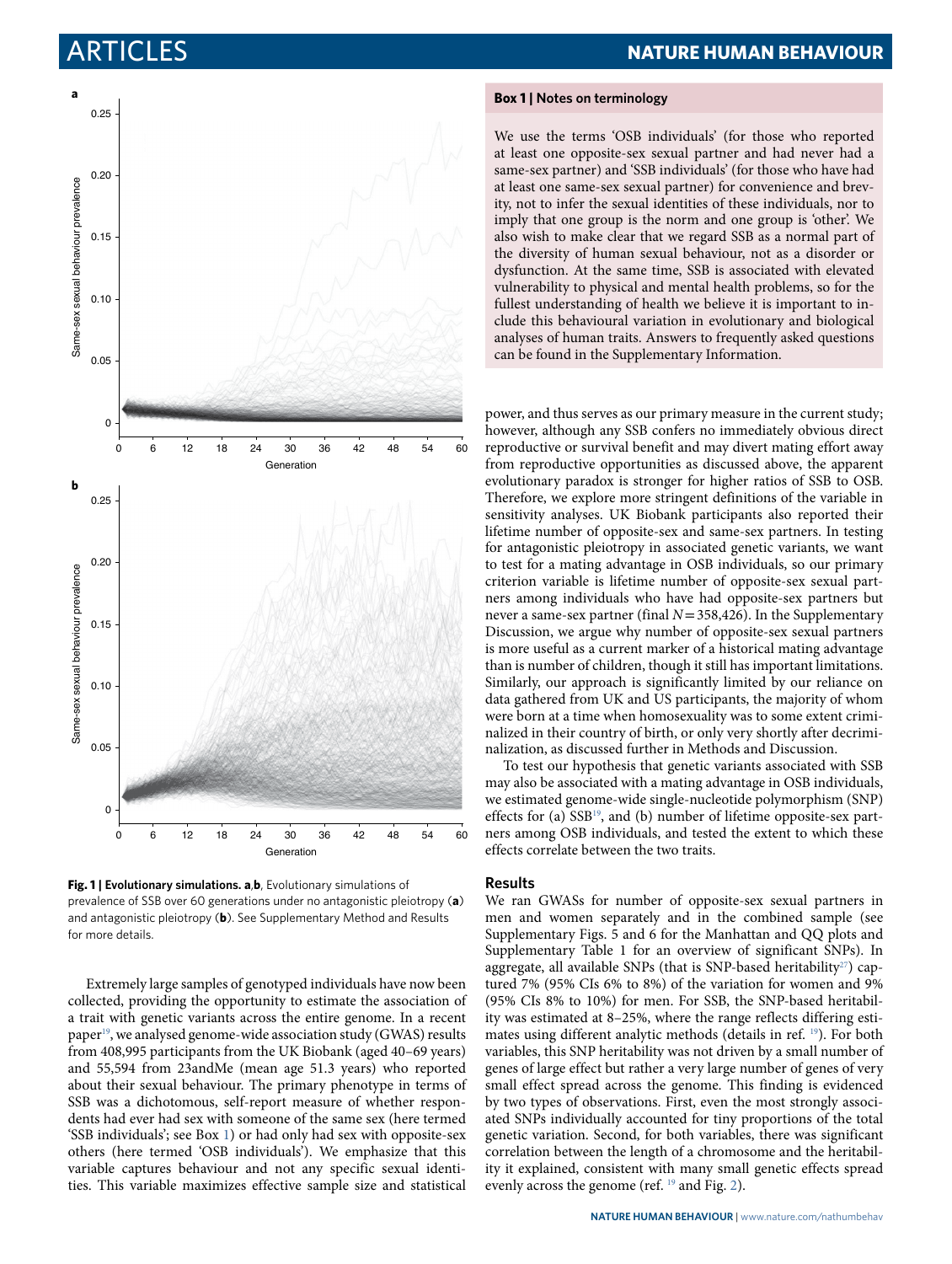**Fig. 1 | Evolutionary simulations. a**,**b**, Evolutionary simulations of prevalence of SSB over 60 generations under no antagonistic pleiotropy (**a**) and antagonistic pleiotropy (**b**). See Supplementary Method and Results for more details.

Extremely large samples of genotyped individuals have now been collected, providing the opportunity to estimate the association of a trait with genetic variants across the entire genome. In a recent paper[19], we analysed genome-wide association study (GWAS) results from 408,995 participants from the UK Biobank (aged 40–69 years) and 55,594 from 23andMe (mean age 51.3 years) who reported about their sexual behaviour. The primary phenotype in terms of SSB was a dichotomous, self-report measure of whether respondents had ever had sex with someone of the same sex (here termed 'SSB individuals'; see Box 1) or had only had sex with opposite-sex others (here termed 'OSB individuals'). We emphasize that this variable captures behaviour and not any specific sexual identities. This variable maximizes effective sample size and statistical power, and thus serves as our primary measure in the current study; however, although any SSB confers no immediately obvious direct reproductive or survival benefit and may divert mating effort away from reproductive opportunities as discussed above, the apparent evolutionary paradox is stronger for higher ratios of SSB to OSB. Therefore, we explore more stringent definitions of the variable in sensitivity analyses. UK Biobank participants also reported their lifetime number of opposite-sex and same-sex partners. In testing for antagonistic pleiotropy in associated genetic variants, we want to test for a mating advantage in OSB individuals, so our primary criterion variable is lifetime number of opposite-sex sexual partners among individuals who have had opposite-sex partners but never a same-sex partner (final $N = 358{,}426$). In the Supplementary Discussion, we argue why number of opposite-sex sexual partners is more useful as a current marker of a historical mating advantage than is number of children, though it still has important limitations. Similarly, our approach is significantly limited by our reliance on data gathered from UK and US participants, the majority of whom were born at a time when homosexuality was to some extent criminalized in their country of birth, or only very shortly after decriminalization, as discussed further in Methods and Discussion.

To test our hypothesis that genetic variants associated with SSB may also be associated with a mating advantage in OSB individuals, we estimated genome-wide single-nucleotide polymorphism (SNP) effects for (a) SSB[19], and (b) number of lifetime opposite-sex partners among OSB individuals, and tested the extent to which these effects correlate between the two traits.

> **Box 1 | Notes on terminology**
>
> We use the terms 'OSB individuals' (for those who reported at least one opposite-sex sexual partner and had never had a same-sex partner) and 'SSB individuals' (for those who have had at least one same-sex sexual partner) for convenience and brevity, not to infer the sexual identities of these individuals, nor to imply that one group is the norm and one group is 'other'. We also wish to make clear that we regard SSB as a normal part of the diversity of human sexual behaviour, not as a disorder or dysfunction. At the same time, SSB is associated with elevated vulnerability to physical and mental health problems, so for the fullest understanding of health we believe it is important to include this behavioural variation in evolutionary and biological analyses of human traits. Answers to frequently asked questions can be found in the Supplementary Information.

## Results

We ran GWASs for number of opposite-sex sexual partners in men and women separately and in the combined sample (see Supplementary Figs. 5 and 6 for the Manhattan and QQ plots and Supplementary Table 1 for an overview of significant SNPs). In aggregate, all available SNPs (that is SNP-based heritability[27]) captured 7% (95% CIs 6% to 8%) of the variation for women and 9% (95% CIs 8% to 10%) for men. For SSB, the SNP-based heritability was estimated at 8–25%, where the range reflects differing estimates using different analytic methods (details in ref. [19]). For both variables, this SNP heritability was not driven by a small number of genes of large effect but rather a very large number of genes of very small effect spread across the genome. This finding is evidenced by two types of observations. First, even the most strongly associated SNPs individually accounted for tiny proportions of the total genetic variation. Second, for both variables, there was significant correlation between the length of a chromosome and the heritability it explained, consistent with many small genetic effects spread evenly across the genome (ref. [19] and Fig. 2).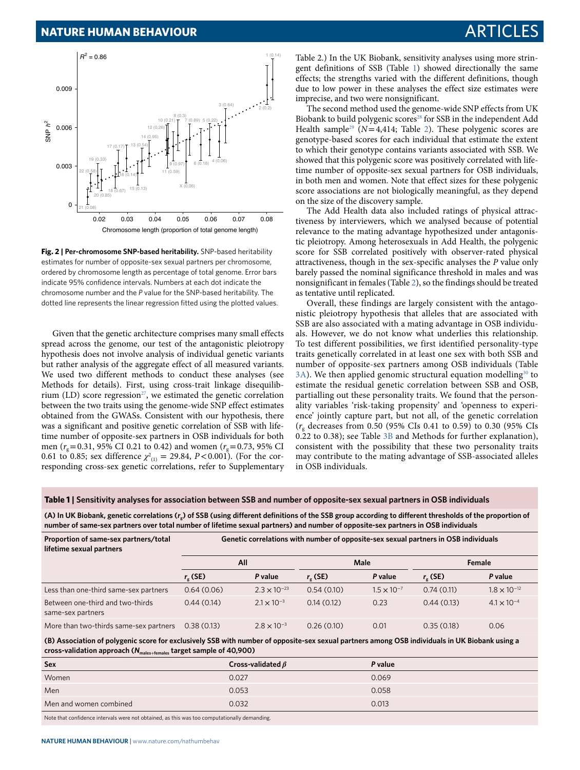**Fig. 2 | Per-chromosome SNP-based heritability.** SNP-based heritability estimates for number of opposite-sex sexual partners per chromosome, ordered by chromosome length as percentage of total genome. Error bars indicate 95% confidence intervals. Numbers at each dot indicate the chromosome number and the *P* value for the SNP-based heritability. The dotted line represents the linear regression fitted using the plotted values.

Given that the genetic architecture comprises many small effects spread across the genome, our test of the antagonistic pleiotropy hypothesis does not involve analysis of individual genetic variants but rather analysis of the aggregate effect of all measured variants. We used two different methods to conduct these analyses (see Methods for details). First, using cross-trait linkage disequilibrium (LD) score regression[27], we estimated the genetic correlation between the two traits using the genome-wide SNP estimates obtained from the GWASs. Consistent with our hypothesis, there was a significant and positive genetic correlation of SSB with lifetime number of opposite-sex partners in OSB individuals for both men ($r_g = 0.31$, 95% CI 0.21 to 0.42) and women ($r_g = 0.73$, 95% CI 0.61 to 0.85; sex difference $\chi^2_{(1)} = 29.84$, $P < 0.001$). (For the corresponding cross-sex genetic correlations, refer to Supplementary Table 2.) In the UK Biobank, sensitivity analyses using more stringent definitions of SSB (Table 1) showed directionally the same effects; the strengths varied with the different definitions, though due to low power in these analyses the effect size estimates were imprecise, and two were nonsignificant.

The second method used the genome-wide SNP effects from UK Biobank to build polygenic scores[28] for SSB in the independent Add Health sample[29] ($N = 4,414$; Table 2). These polygenic scores are genotype-based scores for each individual that estimate the extent to which their genotype contains variants associated with SSB. We showed that this polygenic score was positively correlated with lifetime number of opposite-sex sexual partners for OSB individuals, in both men and women. Note that effect sizes for these polygenic score associations are not biologically meaningful, as they depend on the size of the discovery sample.

The Add Health data also included ratings of physical attractiveness by interviewers, which we analysed because of potential relevance to the mating advantage hypothesized under antagonistic pleiotropy. Among heterosexuals in Add Health, the polygenic score for SSB correlated positively with observer-rated physical attractiveness, though in the sex-specific analyses the *P* value only barely passed the nominal significance threshold in males and was nonsignificant in females (Table 2), so the findings should be treated as tentative until replicated.

Overall, these findings are largely consistent with the antagonistic pleiotropy hypothesis that alleles that are associated with SSB are also associated with a mating advantage in OSB individuals. However, we do not know what underlies this relationship. To test different possibilities, we first identified personality-type traits genetically correlated in at least one sex with both SSB and number of opposite-sex partners among OSB individuals (Table 3A). We then applied genomic structural equation modelling[30] to estimate the residual genetic correlation between SSB and OSB, partialling out these personality traits. We found that the personality variables 'risk-taking propensity' and 'openness to experience' jointly capture part, but not all, of the genetic correlation ($r_g$ decreases from 0.50 (95% CIs 0.41 to 0.59) to 0.30 (95% CIs 0.22 to 0.38); see Table 3B and Methods for further explanation), consistent with the possibility that these two personality traits may contribute to the mating advantage of SSB-associated alleles in OSB individuals.

**Table 1 | Sensitivity analyses for association between SSB and number of opposite-sex sexual partners in OSB individuals**

**(A) In UK Biobank, genetic correlations ($r_g$) of SSB (using different definitions of the SSB group according to different thresholds of the proportion of number of same-sex partners over total number of lifetime sexual partners) and number of opposite-sex partners in OSB individuals**

| Proportion of same-sex partners/total lifetime sexual partners | Genetic correlations with number of opposite-sex sexual partners in OSB individuals | | | | | |
|---|---|---|---|---|---|---|
| | All | | Male | | Female | |
| | $r_g$ (SE) | *P* value | $r_g$ (SE) | *P* value | $r_g$ (SE) | *P* value |
| Less than one-third same-sex partners | 0.64 (0.06) | $2.3 \times 10^{-23}$ | 0.54 (0.10) | $1.5 \times 10^{-7}$ | 0.74 (0.11) | $1.8 \times 10^{-12}$ |
| Between one-third and two-thirds same-sex partners | 0.44 (0.14) | $2.1 \times 10^{-3}$ | 0.14 (0.12) | 0.23 | 0.44 (0.13) | $4.1 \times 10^{-4}$ |
| More than two-thirds same-sex partners | 0.38 (0.13) | $2.8 \times 10^{-3}$ | 0.26 (0.10) | 0.01 | 0.35 (0.18) | 0.06 |

**(B) Association of polygenic score for exclusively SSB with number of opposite-sex sexual partners among OSB individuals in UK Biobank using a cross-validation approach ($N_{\text{males+females}}$ target sample of 40,900)**

| Sex | Cross-validated $\beta$ | *P* value |
|---|---|---|
| Women | 0.027 | 0.069 |
| Men | 0.053 | 0.058 |
| Men and women combined | 0.032 | 0.013 |

Note that confidence intervals were not obtained, as this was too computationally demanding.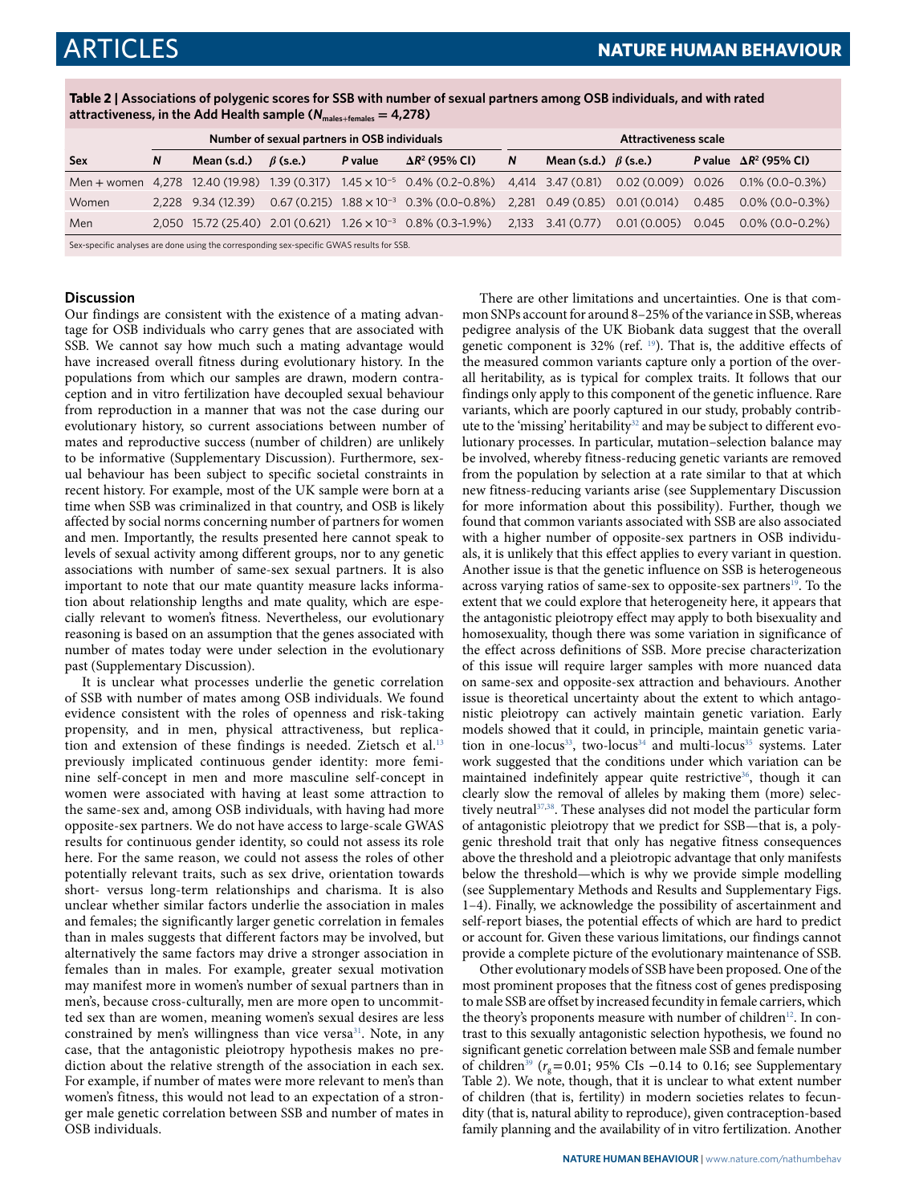**Table 2 | Associations of polygenic scores for SSB with number of sexual partners among OSB individuals, and with rated attractiveness, in the Add Health sample ($N_{males+females}$ = 4,278)**

| | Number of sexual partners in OSB individuals | | | | | Attractiveness scale | | | | |
|---|---|---|---|---|---|---|---|---|---|---|
| **Sex** | ***N*** | **Mean (s.d.)** | ***β* (s.e.)** | ***P* value** | **$\Delta R^2$ (95% CI)** | ***N*** | **Mean (s.d.)** | ***β* (s.e.)** | ***P* value** | **$\Delta R^2$ (95% CI)** |
| Men + women | 4,278 | 12.40 (19.98) | 1.39 (0.317) | $1.45\times10^{-5}$ | 0.4% (0.2–0.8%) | 4,414 | 3.47 (0.81) | 0.02 (0.009) | 0.026 | 0.1% (0.0–0.3%) |
| Women | 2,228 | 9.34 (12.39) | 0.67 (0.215) | $1.88\times10^{-3}$ | 0.3% (0.0–0.8%) | 2,281 | 0.49 (0.85) | 0.01 (0.014) | 0.485 | 0.0% (0.0–0.3%) |
| Men | 2,050 | 15.72 (25.40) | 2.01 (0.621) | $1.26\times10^{-3}$ | 0.8% (0.3–1.9%) | 2,133 | 3.41 (0.77) | 0.01 (0.005) | 0.045 | 0.0% (0.0–0.2%) |

Sex-specific analyses are done using the corresponding sex-specific GWAS results for SSB.

## Discussion

Our findings are consistent with the existence of a mating advantage for OSB individuals who carry genes that are associated with SSB. We cannot say how much such a mating advantage would have increased overall fitness during evolutionary history. In the populations from which our samples are drawn, modern contraception and in vitro fertilization have decoupled sexual behaviour from reproduction in a manner that was not the case during our evolutionary history, so current associations between number of mates and reproductive success (number of children) are unlikely to be informative (Supplementary Discussion). Furthermore, sexual behaviour has been subject to specific societal constraints in recent history. For example, most of the UK sample were born at a time when SSB was criminalized in that country, and OSB is likely affected by social norms concerning number of partners for women and men. Importantly, the results presented here cannot speak to levels of sexual activity among different groups, nor to any genetic associations with number of same-sex sexual partners. It is also important to note that our mate quantity measure lacks information about relationship lengths and mate quality, which are especially relevant to women's fitness. Nevertheless, our evolutionary reasoning is based on an assumption that the genes associated with number of mates today were under selection in the evolutionary past (Supplementary Discussion).

It is unclear what processes underlie the genetic correlation of SSB with number of mates among OSB individuals. We found evidence consistent with the roles of openness and risk-taking propensity, and in men, physical attractiveness, but replication and extension of these findings is needed. Zietsch et al.[13] previously implicated continuous gender identity: more feminine self-concept in men and more masculine self-concept in women were associated with having at least some attraction to the same-sex and, among OSB individuals, with having had more opposite-sex partners. We do not have access to large-scale GWAS results for continuous gender identity, so could not assess its role here. For the same reason, we could not assess the roles of other potentially relevant traits, such as sex drive, orientation towards short- versus long-term relationships and charisma. It is also unclear whether similar factors underlie the association in males and females; the significantly larger genetic correlation in females than in males suggests that different factors may be involved, but alternatively the same factors may drive a stronger association in females than in males. For example, greater sexual motivation may manifest more in women's number of sexual partners than in men's, because cross-culturally, men are more open to uncommitted sex than are women, meaning women's sexual desires are less constrained by men's willingness than vice versa[31]. Note, in any case, that the antagonistic pleiotropy hypothesis makes no prediction about the relative strength of the association in each sex. For example, if number of mates were more relevant to men's than women's fitness, this would not lead to an expectation of a stronger male genetic correlation between SSB and number of mates in OSB individuals.

There are other limitations and uncertainties. One is that common SNPs account for around 8–25% of the variance in SSB, whereas pedigree analysis of the UK Biobank data suggest that the overall genetic component is 32% (ref. [19]). That is, the additive effects of the measured common variants capture only a portion of the overall heritability, as is typical for complex traits. It follows that our findings only apply to this component of the genetic influence. Rare variants, which are poorly captured in our study, probably contribute to the 'missing' heritability[32] and may be subject to different evolutionary processes. In particular, mutation–selection balance may be involved, whereby fitness-reducing genetic variants are removed from the population by selection at a rate similar to that at which new fitness-reducing variants arise (see Supplementary Discussion for more information about this possibility). Further, though we found that common variants associated with SSB are also associated with a higher number of opposite-sex partners in OSB individuals, it is unlikely that this effect applies to every variant in question. Another issue is that the genetic influence on SSB is heterogeneous across varying ratios of same-sex to opposite-sex partners[19]. To the extent that we could explore that heterogeneity here, it appears that the antagonistic pleiotropy effect may apply to both bisexuality and homosexuality, though there was some variation in significance of the effect across definitions of SSB. More precise characterization of this issue will require larger samples with more nuanced data on same-sex and opposite-sex attraction and behaviours. Another issue is theoretical uncertainty about the extent to which antagonistic pleiotropy can actively maintain genetic variation. Early models showed that it could, in principle, maintain genetic variation in one-locus[33], two-locus[34] and multi-locus[35] systems. Later work suggested that the conditions under which variation can be maintained indefinitely appear quite restrictive[36], though it can clearly slow the removal of alleles by making them (more) selectively neutral[37,38]. These analyses did not model the particular form of antagonistic pleiotropy that we predict for SSB—that is, a polygenic threshold trait that only has negative fitness consequences above the threshold and a pleiotropic advantage that only manifests below the threshold—which is why we provide simple modelling (see Supplementary Methods and Results and Supplementary Figs. 1–4). Finally, we acknowledge the possibility of ascertainment and self-report biases, the potential effects of which are hard to predict or account for. Given these various limitations, our findings cannot provide a complete picture of the evolutionary maintenance of SSB.

Other evolutionary models of SSB have been proposed. One of the most prominent proposes that the fitness cost of genes predisposing to male SSB are offset by increased fecundity in female carriers, which the theory's proponents measure with number of children[12]. In contrast to this sexually antagonistic selection hypothesis, we found no significant genetic correlation between male SSB and female number of children[39] ($r_g$ = 0.01; 95% CIs −0.14 to 0.16; see Supplementary Table 2). We note, though, that it is unclear to what extent number of children (that is, fertility) in modern societies relates to fecundity (that is, natural ability to reproduce), given contraception-based family planning and the availability of in vitro fertilization. Another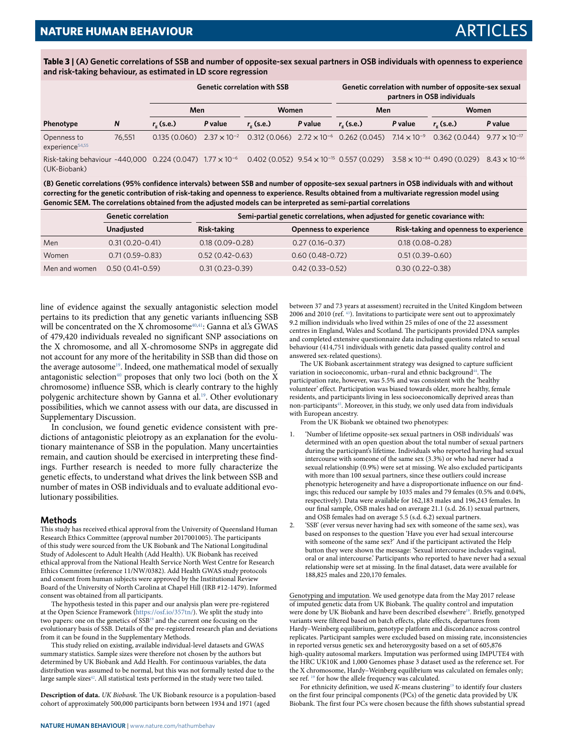**Table 3 | (A) Genetic correlations of SSB and number of opposite-sex sexual partners in OSB individuals with openness to experience and risk-taking behaviour, as estimated in LD score regression**

| | | Genetic correlation with SSB | | | | Genetic correlation with number of opposite-sex sexual partners in OSB individuals | | | |
|---|---|---|---|---|---|---|---|---|---|
| | | Men | | Women | | Men | | Women | |
| Phenotype | N | $r_g$ (s.e.) | P value | $r_g$ (s.e.) | P value | $r_g$ (s.e.) | P value | $r_g$ (s.e.) | P value |
| Openness to experience[54,55] | 76,551 | 0.135 (0.060) | $2.37 \times 10^{-2}$ | 0.312 (0.066) | $2.72 \times 10^{-6}$ | 0.262 (0.045) | $7.14 \times 10^{-9}$ | 0.362 (0.044) | $9.77 \times 10^{-17}$ |
| Risk-taking behaviour (UK-Biobank) | ~440,000 | 0.224 (0.047) | $1.77 \times 10^{-6}$ | 0.402 (0.052) | $9.54 \times 10^{-15}$ | 0.557 (0.029) | $3.58 \times 10^{-84}$ | 0.490 (0.029) | $8.43 \times 10^{-66}$ |

**(B) Genetic correlations (95% confidence intervals) between SSB and number of opposite-sex sexual partners in OSB individuals with and without correcting for the genetic contribution of risk-taking and openness to experience. Results obtained from a multivariate regression model using Genomic SEM. The correlations obtained from the adjusted models can be interpreted as semi-partial correlations**

| | Genetic correlation | Semi-partial genetic correlations, when adjusted for genetic covariance with: | | |
|---|---|---|---|---|
| | Unadjusted | Risk-taking | Openness to experience | Risk-taking and openness to experience |
| Men | 0.31 (0.20–0.41) | 0.18 (0.09–0.28) | 0.27 (0.16–0.37) | 0.18 (0.08–0.28) |
| Women | 0.71 (0.59–0.83) | 0.52 (0.42–0.63) | 0.60 (0.48–0.72) | 0.51 (0.39–0.60) |
| Men and women | 0.50 (0.41–0.59) | 0.31 (0.23–0.39) | 0.42 (0.33–0.52) | 0.30 (0.22–0.38) |

line of evidence against the sexually antagonistic selection model pertains to its prediction that any genetic variants influencing SSB will be concentrated on the X chromosome[40,41]: Ganna et al.'s GWAS of 479,420 individuals revealed no significant SNP associations on the X chromosome, and all X-chromosome SNPs in aggregate did not account for any more of the heritability in SSB than did those on the average autosome[19]. Indeed, one mathematical model of sexually antagonistic selection[40] proposes that only two loci (both on the X chromosome) influence SSB, which is clearly contrary to the highly polygenic architecture shown by Ganna et al.[19]. Other evolutionary possibilities, which we cannot assess with our data, are discussed in Supplementary Discussion.

In conclusion, we found genetic evidence consistent with predictions of antagonistic pleiotropy as an explanation for the evolutionary maintenance of SSB in the population. Many uncertainties remain, and caution should be exercised in interpreting these findings. Further research is needed to more fully characterize the genetic effects, to understand what drives the link between SSB and number of mates in OSB individuals and to evaluate additional evolutionary possibilities.

## Methods

This study has received ethical approval from the University of Queensland Human Research Ethics Committee (approval number 2017001005). The participants of this study were sourced from the UK Biobank and The National Longitudinal Study of Adolescent to Adult Health (Add Health). UK Biobank has received ethical approval from the National Health Service North West Centre for Research Ethics Committee (reference 11/NW/0382). Add Health GWAS study protocols and consent from human subjects were approved by the Institutional Review Board of the University of North Carolina at Chapel Hill (IRB #12-1479). Informed consent was obtained from all participants.

The hypothesis tested in this paper and our analysis plan were pre-registered at the Open Science Framework (https://osf.io/357tn/). We split the study into two papers: one on the genetics of SSB[19] and the current one focusing on the evolutionary basis of SSB. Details of the pre-registered research plan and deviations from it can be found in the Supplementary Methods.

This study relied on existing, available individual-level datasets and GWAS summary statistics. Sample sizes were therefore not chosen by the authors but determined by UK Biobank and Add Health. For continuous variables, the data distribution was assumed to be normal, but this was not formally tested due to the large sample sizes[42]. All statistical tests performed in the study were two tailed.

**Description of data.** *UK Biobank.* The UK Biobank resource is a population-based cohort of approximately 500,000 participants born between 1934 and 1971 (aged between 37 and 73 years at assessment) recruited in the United Kingdom between 2006 and 2010 (ref. [43]). Invitations to participate were sent out to approximately 9.2 million individuals who lived within 25 miles of one of the 22 assessment centres in England, Wales and Scotland. The participants provided DNA samples and completed extensive questionnaire data including questions related to sexual behaviour (414,751 individuals with genetic data passed quality control and answered sex-related questions).

The UK Biobank ascertainment strategy was designed to capture sufficient variation in socioeconomic, urban–rural and ethnic background[44]. The participation rate, however, was 5.5% and was consistent with the 'healthy volunteer' effect. Participation was biased towards older, more healthy, female residents, and participants living in less socioeconomically deprived areas than non-participants[45]. Moreover, in this study, we only used data from individuals with European ancestry.

From the UK Biobank we obtained two phenotypes:

1. 'Number of lifetime opposite-sex sexual partners in OSB individuals' was determined with an open question about the total number of sexual partners during the participant's lifetime. Individuals who reported having had sexual intercourse with someone of the same sex (3.3%) or who had never had a sexual relationship (0.9%) were set at missing. We also excluded participants with more than 100 sexual partners, since these outliers could increase phenotypic heterogeneity and have a disproportionate influence on our findings; this reduced our sample by 1035 males and 79 females (0.5% and 0.04%, respectively). Data were available for 162,183 males and 196,243 females. In our final sample, OSB males had on average 21.1 (s.d. 26.1) sexual partners, and OSB females had on average 5.5 (s.d. 6.2) sexual partners.
2. 'SSB' (ever versus never having had sex with someone of the same sex), was based on responses to the question 'Have you ever had sexual intercourse with someone of the same sex?' And if the participant activated the Help button they were shown the message: 'Sexual intercourse includes vaginal, oral or anal intercourse.' Participants who reported to have never had a sexual relationship were set at missing. In the final dataset, data were available for 188,825 males and 220,170 females.

Genotyping and imputation. We used genotype data from the May 2017 release of imputed genetic data from UK Biobank. The quality control and imputation were done by UK Biobank and have been described elsewhere[19]. Briefly, genotyped variants were filtered based on batch effects, plate effects, departures from Hardy–Weinberg equilibrium, genotype platform and discordance across control replicates. Participant samples were excluded based on missing rate, inconsistencies in reported versus genetic sex and heterozygosity based on a set of 605,876 high-quality autosomal markers. Imputation was performed using IMPUTE4 with the HRC UK10K and 1,000 Genomes phase 3 dataset used as the reference set. For the X chromosome, Hardy–Weinberg equilibrium was calculated on females only; see ref. [19] for how the allele frequency was calculated.

For ethnicity definition, we used *K*-means clustering[19] to identify four clusters on the first four principal components (PCs) of the genetic data provided by UK Biobank. The first four PCs were chosen because the fifth shows substantial spread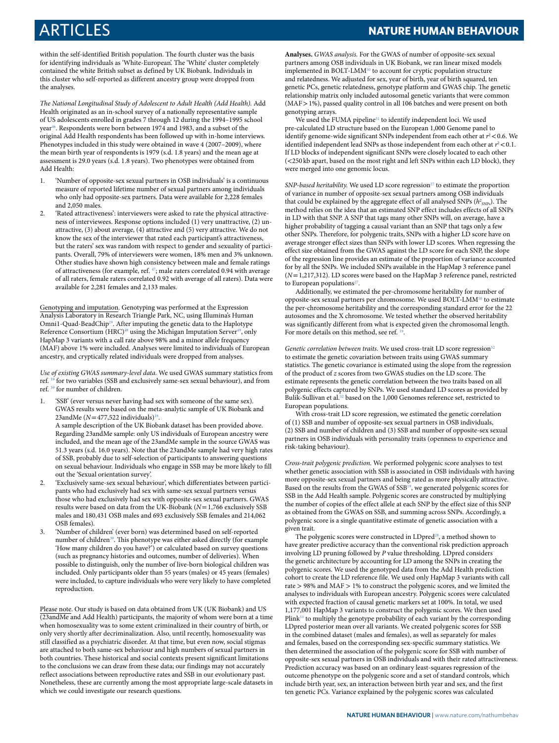within the self-identified British population. The fourth cluster was the basis for identifying individuals as 'White-European'. The 'White' cluster completely contained the white British subset as defined by UK Biobank. Individuals in this cluster who self-reported as different ancestry group were dropped from the analyses.

*The National Longitudinal Study of Adolescent to Adult Health (Add Health).* Add Health originated as an in-school survey of a nationally representative sample of US adolescents enrolled in grades 7 through 12 during the 1994–1995 school year[46]. Respondents were born between 1974 and 1983, and a subset of the original Add Health respondents has been followed up with in-home interviews. Phenotypes included in this study were obtained in wave 4 (2007–2009), where the mean birth year of respondents is 1979 (s.d. 1.8 years) and the mean age at assessment is 29.0 years (s.d. 1.8 years). Two phenotypes were obtained from Add Health:

1. 'Number of opposite-sex sexual partners in OSB individuals' is a continuous measure of reported lifetime number of sexual partners among individuals who only had opposite-sex partners. Data were available for 2,228 females and 2,050 males.
2. 'Rated attractiveness': interviewers were asked to rate the physical attractiveness of interviewees. Response options included (1) very unattractive, (2) unattractive, (3) about average, (4) attractive and (5) very attractive. We do not know the sex of the interviewer that rated each participant's attractiveness, but the raters' sex was random with respect to gender and sexuality of participants. Overall, 79% of interviewers were women, 18% men and 3% unknown. Other studies have shown high consistency between male and female ratings of attractiveness (for example, ref. [47]; male raters correlated 0.94 with average of all raters, female raters correlated 0.92 with average of all raters). Data were available for 2,281 females and 2,133 males.

Genotyping and imputation. Genotyping was performed at the Expression Analysis Laboratory in Research Triangle Park, NC, using Illumina's Human Omni1-Quad-BeadChip[29]. After imputing the genetic data to the Haplotype Reference Consortium (HRC)[48] using the Michigan Imputation Server[49], only HapMap 3 variants with a call rate above 98% and a minor allele frequency (MAF) above 1% were included. Analyses were limited to individuals of European ancestry, and cryptically related individuals were dropped from analyses.

*Use of existing GWAS summary-level data.* We used GWAS summary statistics from ref. [19] for two variables (SSB and exclusively same-sex sexual behaviour), and from ref. [39] for number of children.

1. 'SSB' (ever versus never having had sex with someone of the same sex). GWAS results were based on the meta-analytic sample of UK Biobank and 23andMe ($N$ = 477,522 individuals)[19].
   A sample description of the UK Biobank dataset has been provided above. Regarding 23andMe sample: only US individuals of European ancestry were included, and the mean age of the 23andMe sample in the source GWAS was 51.3 years (s.d. 16.0 years). Note that the 23andMe sample had very high rates of SSB, probably due to self-selection of participants to answering questions on sexual behaviour. Individuals who engage in SSB may be more likely to fill out the 'Sexual orientation survey'.
2. 'Exclusively same-sex sexual behaviour', which differentiates between participants who had exclusively had sex with same-sex sexual partners versus those who had exclusively had sex with opposite-sex sexual partners. GWAS results were based on data from the UK-Biobank ($N$ = 1,766 exclusively SSB males and 180,431 OSB males and 693 exclusively SSB females and 214,062 OSB females).
3. 'Number of children' (ever born) was determined based on self-reported number of children[39]. This phenotype was either asked directly (for example 'How many children do you have?') or calculated based on survey questions (such as pregnancy histories and outcomes, number of deliveries). When possible to distinguish, only the number of live-born biological children was included. Only participants older than 55 years (males) or 45 years (females) were included, to capture individuals who were very likely to have completed reproduction.

Please note. Our study is based on data obtained from UK (UK Biobank) and US (23andMe and Add Health) participants, the majority of whom were born at a time when homosexuality was to some extent criminalized in their country of birth, or only very shortly after decriminalization. Also, until recently, homosexuality was still classified as a psychiatric disorder. At that time, but even now, social stigmas are attached to both same-sex behaviour and high numbers of sexual partners in both countries. These historical and social contexts present significant limitations to the conclusions we can draw from these data; our findings may not accurately reflect associations between reproductive rates and SSB in our evolutionary past. Nonetheless, these are currently among the most appropriate large-scale datasets in which we could investigate our research questions.

**Analyses.** *GWAS analysis.* For the GWAS of number of opposite-sex sexual partners among OSB individuals in UK Biobank, we ran linear mixed models implemented in BOLT-LMM[50] to account for cryptic population structure and relatedness. We adjusted for sex, year of birth, year of birth squared, ten genetic PCs, genetic relatedness, genotype platform and GWAS chip. The genetic relationship matrix only included autosomal genetic variants that were common (MAF > 1%), passed quality control in all 106 batches and were present on both genotyping arrays.

We used the FUMA pipeline[51] to identify independent loci. We used pre-calculated LD structure based on the European 1,000 Genome panel to identify genome-wide significant SNPs independent from each other at $r^2 < 0.6$. We identified independent lead SNPs as those independent from each other at $r^2 < 0.1$. If LD blocks of independent significant SNPs were closely located to each other (<250 kb apart, based on the most right and left SNPs within each LD block), they were merged into one genomic locus.

*SNP-based heritability.* We used LD score regression[27] to estimate the proportion of variance in number of opposite-sex sexual partners among OSB individuals that could be explained by the aggregate effect of all analysed SNPs ($h^2_{\mathrm{SNPs}}$). The method relies on the idea that an estimated SNP effect includes effects of all SNPs in LD with that SNP. A SNP that tags many other SNPs will, on average, have a higher probability of tagging a causal variant than an SNP that tags only a few other SNPs. Therefore, for polygenic traits, SNPs with a higher LD score have on average stronger effect sizes than SNPs with lower LD scores. When regressing the effect size obtained from the GWAS against the LD score for each SNP, the slope of the regression line provides an estimate of the proportion of variance accounted for by all the SNPs. We included SNPs available in the HapMap 3 reference panel ($N$ = 1,217,312). LD scores were based on the HapMap 3 reference panel, restricted to European populations[27].

Additionally, we estimated the per-chromosome heritability for number of opposite-sex sexual partners per chromosome. We used BOLT-LMM[50] to estimate the per-chromosome heritability and the corresponding standard error for the 22 autosomes and the X chromosome. We tested whether the observed heritability was significantly different from what is expected given the chromosomal length. For more details on this method, see ref. [19].

*Genetic correlation between traits.* We used cross-trait LD score regression[52] to estimate the genetic covariation between traits using GWAS summary statistics. The genetic covariance is estimated using the slope from the regression of the product of $z$ scores from two GWAS studies on the LD score. The estimate represents the genetic correlation between the two traits based on all polygenic effects captured by SNPs. We used standard LD scores as provided by Bulik-Sullivan et al.[52] based on the 1,000 Genomes reference set, restricted to European populations.

With cross-trait LD score regression, we estimated the genetic correlation of (1) SSB and number of opposite-sex sexual partners in OSB individuals, (2) SSB and number of children and (3) SSB and number of opposite-sex sexual partners in OSB individuals with personality traits (openness to experience and risk-taking behaviour).

*Cross-trait polygenic prediction.* We performed polygenic score analyses to test whether genetic association with SSB is associated in OSB individuals with having more opposite-sex sexual partners and being rated as more physically attractive. Based on the results from the GWAS of SSB[19], we generated polygenic scores for SSB in the Add Health sample. Polygenic scores are constructed by multiplying the number of copies of the effect allele at each SNP by the effect size of this SNP as obtained from the GWAS on SSB, and summing across SNPs. Accordingly, a polygenic score is a single quantitative estimate of genetic association with a given trait.

The polygenic scores were constructed in LDpred[28], a method shown to have greater predictive accuracy than the conventional risk prediction approach involving LD pruning followed by $P$ value thresholding. LDpred considers the genetic architecture by accounting for LD among the SNPs in creating the polygenic scores. We used the genotyped data from the Add Health prediction cohort to create the LD reference file. We used only HapMap 3 variants with call rate > 98% and MAF > 1% to construct the polygenic scores, and we limited the analyses to individuals with European ancestry. Polygenic scores were calculated with expected fraction of causal genetic markers set at 100%. In total, we used 1,177,001 HapMap 3 variants to construct the polygenic scores. We then used Plink[53] to multiply the genotype probability of each variant by the corresponding LDpred posterior mean over all variants. We created polygenic scores for SSB in the combined dataset (males and females), as well as separately for males and females, based on the corresponding sex-specific summary statistics. We then determined the association of the polygenic score for SSB with number of opposite-sex sexual partners in OSB individuals and with their rated attractiveness. Prediction accuracy was based on an ordinary least-squares regression of the outcome phenotype on the polygenic score and a set of standard controls, which include birth year, sex, an interaction between birth year and sex, and the first ten genetic PCs. Variance explained by the polygenic scores was calculated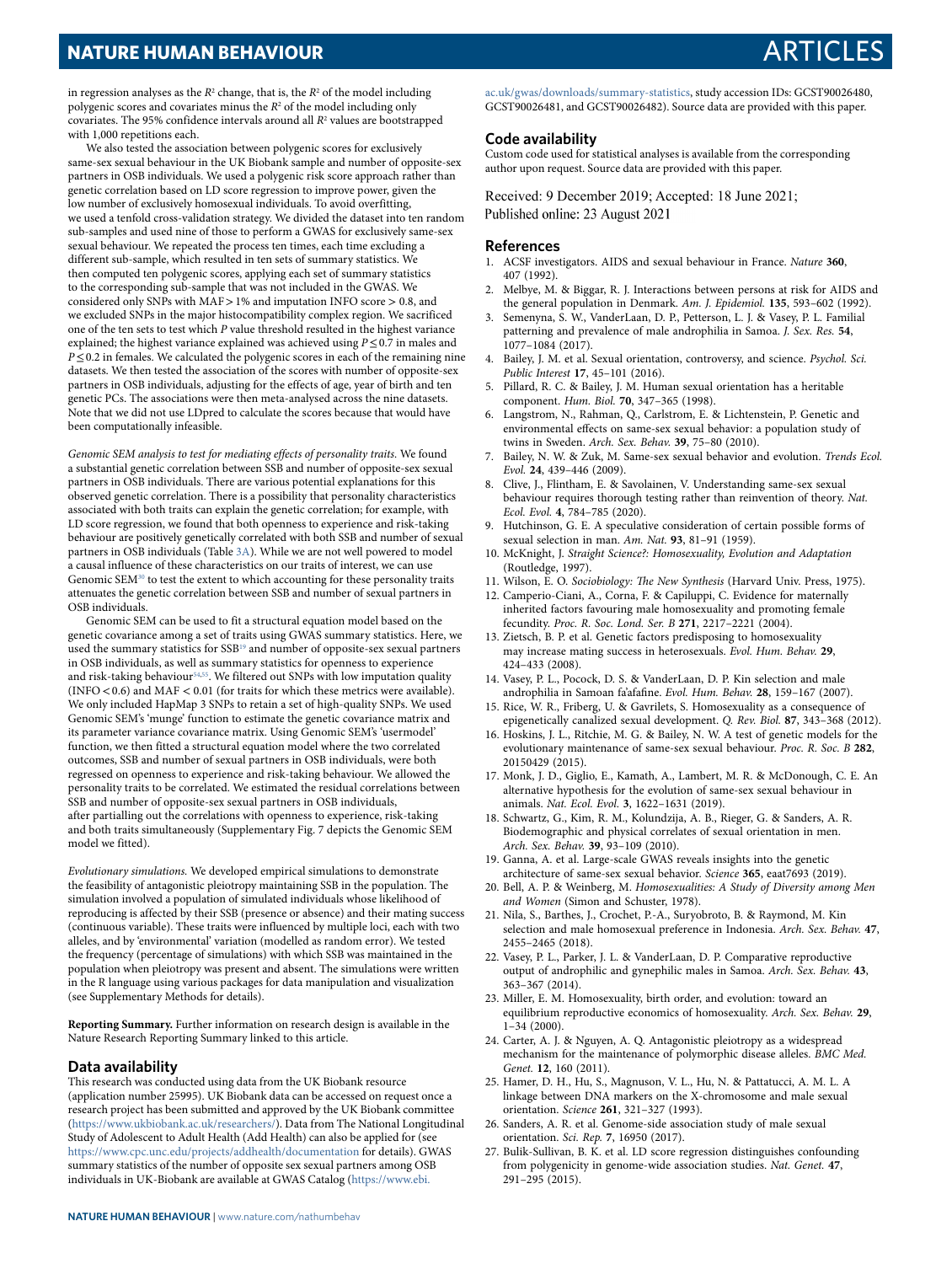in regression analyses as the $R^2$ change, that is, the $R^2$ of the model including polygenic scores and covariates minus the $R^2$ of the model including only covariates. The 95% confidence intervals around all $R^2$ values are bootstrapped with 1,000 repetitions each.

We also tested the association between polygenic scores for exclusively same-sex sexual behaviour in the UK Biobank sample and number of opposite-sex partners in OSB individuals. We used a polygenic risk score approach rather than genetic correlation based on LD score regression to improve power, given the low number of exclusively homosexual individuals. To avoid overfitting, we used a tenfold cross-validation strategy. We divided the dataset into ten random sub-samples and used nine of those to perform a GWAS for exclusively same-sex sexual behaviour. We repeated the process ten times, each time excluding a different sub-sample, which resulted in ten sets of summary statistics. We then computed ten polygenic scores, applying each set of summary statistics to the corresponding sub-sample that was not included in the GWAS. We considered only SNPs with MAF > 1% and imputation INFO score > 0.8, and we excluded SNPs in the major histocompatibility complex region. We sacrificed one of the ten sets to test which $P$ value threshold resulted in the highest variance explained; the highest variance explained was achieved using $P \leq 0.7$ in males and $P \leq 0.2$ in females. We calculated the polygenic scores in each of the remaining nine datasets. We then tested the association of the scores with number of opposite-sex partners in OSB individuals, adjusting for the effects of age, year of birth and ten genetic PCs. The associations were then meta-analysed across the nine datasets. Note that we did not use LDpred to calculate the scores because that would have been computationally infeasible.

*Genomic SEM analysis to test for mediating effects of personality traits.* We found a substantial genetic correlation between SSB and number of opposite-sex sexual partners in OSB individuals. There are various potential explanations for this observed genetic correlation. There is a possibility that personality characteristics associated with both traits can explain the genetic correlation; for example, with LD score regression, we found that both openness to experience and risk-taking behaviour are positively genetically correlated with both SSB and number of sexual partners in OSB individuals (Table 3A). While we are not well powered to model a causal influence of these characteristics on our traits of interest, we can use Genomic SEM[30] to test the extent to which accounting for these personality traits attenuates the genetic correlation between SSB and number of sexual partners in OSB individuals.

Genomic SEM can be used to fit a structural equation model based on the genetic covariance among a set of traits using GWAS summary statistics. Here, we used the summary statistics for SSB[19] and number of opposite-sex sexual partners in OSB individuals, as well as summary statistics for openness to experience and risk-taking behaviour[54,55]. We filtered out SNPs with low imputation quality (INFO < 0.6) and MAF < 0.01 (for traits for which these metrics were available). We only included HapMap 3 SNPs to retain a set of high-quality SNPs. We used Genomic SEM's 'munge' function to estimate the genetic covariance matrix and its parameter variance covariance matrix. Using Genomic SEM's 'usermodel' function, we then fitted a structural equation model where the two correlated outcomes, SSB and number of sexual partners in OSB individuals, were both regressed on openness to experience and risk-taking behaviour. We allowed the personality traits to be correlated. We estimated the residual correlations between SSB and number of opposite-sex sexual partners in OSB individuals, after partialling out the correlations with openness to experience, risk-taking and both traits simultaneously (Supplementary Fig. 7 depicts the Genomic SEM model we fitted).

*Evolutionary simulations.* We developed empirical simulations to demonstrate the feasibility of antagonistic pleiotropy maintaining SSB in the population. The simulation involved a population of simulated individuals whose likelihood of reproducing is affected by their SSB (presence or absence) and their mating success (continuous variable). These traits were influenced by multiple loci, each with two alleles, and by 'environmental' variation (modelled as random error). We tested the frequency (percentage of simulations) with which SSB was maintained in the population when pleiotropy was present and absent. The simulations were written in the R language using various packages for data manipulation and visualization (see Supplementary Methods for details).

**Reporting Summary.** Further information on research design is available in the Nature Research Reporting Summary linked to this article.

## Data availability

This research was conducted using data from the UK Biobank resource (application number 25995). UK Biobank data can be accessed on request once a research project has been submitted and approved by the UK Biobank committee (https://www.ukbiobank.ac.uk/researchers/). Data from The National Longitudinal Study of Adolescent to Adult Health (Add Health) can also be applied for (see https://www.cpc.unc.edu/projects/addhealth/documentation for details). GWAS summary statistics of the number of opposite sex sexual partners among OSB individuals in UK-Biobank are available at GWAS Catalog (https://www.ebi.ac.uk/gwas/downloads/summary-statistics, study accession IDs: GCST90026480, GCST90026481, and GCST90026482). Source data are provided with this paper.

## Code availability

Custom code used for statistical analyses is available from the corresponding author upon request. Source data are provided with this paper.

Received: 9 December 2019; Accepted: 18 June 2021;
Published online: 23 August 2021

## References

1. ACSF investigators. AIDS and sexual behaviour in France. *Nature* **360**, 407 (1992).
2. Melbye, M. & Biggar, R. J. Interactions between persons at risk for AIDS and the general population in Denmark. *Am. J. Epidemiol.* **135**, 593–602 (1992).
3. Semenyna, S. W., VanderLaan, D. P., Petterson, L. J. & Vasey, P. L. Familial patterning and prevalence of male androphilia in Samoa. *J. Sex. Res.* **54**, 1077–1084 (2017).
4. Bailey, J. M. et al. Sexual orientation, controversy, and science. *Psychol. Sci. Public Interest* **17**, 45–101 (2016).
5. Pillard, R. C. & Bailey, J. M. Human sexual orientation has a heritable component. *Hum. Biol.* **70**, 347–365 (1998).
6. Langstrom, N., Rahman, Q., Carlstrom, E. & Lichtenstein, P. Genetic and environmental effects on same-sex sexual behavior: a population study of twins in Sweden. *Arch. Sex. Behav.* **39**, 75–80 (2010).
7. Bailey, N. W. & Zuk, M. Same-sex sexual behavior and evolution. *Trends Ecol. Evol.* **24**, 439–446 (2009).
8. Clive, J., Flintham, E. & Savolainen, V. Understanding same-sex sexual behaviour requires thorough testing rather than reinvention of theory. *Nat. Ecol. Evol.* **4**, 784–785 (2020).
9. Hutchinson, G. E. A speculative consideration of certain possible forms of sexual selection in man. *Am. Nat.* **93**, 81–91 (1959).
10. McKnight, J. *Straight Science?: Homosexuality, Evolution and Adaptation* (Routledge, 1997).
11. Wilson, E. O. *Sociobiology: The New Synthesis* (Harvard Univ. Press, 1975).
12. Camperio-Ciani, A., Corna, F. & Capiluppi, C. Evidence for maternally inherited factors favouring male homosexuality and promoting female fecundity. *Proc. R. Soc. Lond. Ser. B* **271**, 2217–2221 (2004).
13. Zietsch, B. P. et al. Genetic factors predisposing to homosexuality may increase mating success in heterosexuals. *Evol. Hum. Behav.* **29**, 424–433 (2008).
14. Vasey, P. L., Pocock, D. S. & VanderLaan, D. P. Kin selection and male androphilia in Samoan fa'afafine. *Evol. Hum. Behav.* **28**, 159–167 (2007).
15. Rice, W. R., Friberg, U. & Gavrilets, S. Homosexuality as a consequence of epigenetically canalized sexual development. *Q. Rev. Biol.* **87**, 343–368 (2012).
16. Hoskins, J. L., Ritchie, M. G. & Bailey, N. W. A test of genetic models for the evolutionary maintenance of same-sex sexual behaviour. *Proc. R. Soc. B* **282**, 20150429 (2015).
17. Monk, J. D., Giglio, E., Kamath, A., Lambert, M. R. & McDonough, C. E. An alternative hypothesis for the evolution of same-sex sexual behaviour in animals. *Nat. Ecol. Evol.* **3**, 1622–1631 (2019).
18. Schwartz, G., Kim, R. M., Kolundzija, A. B., Rieger, G. & Sanders, A. R. Biodemographic and physical correlates of sexual orientation in men. *Arch. Sex. Behav.* **39**, 93–109 (2010).
19. Ganna, A. et al. Large-scale GWAS reveals insights into the genetic architecture of same-sex sexual behavior. *Science* **365**, eaat7693 (2019).
20. Bell, A. P. & Weinberg, M. *Homosexualities: A Study of Diversity among Men and Women* (Simon and Schuster, 1978).
21. Nila, S., Barthes, J., Crochet, P.-A., Suryobroto, B. & Raymond, M. Kin selection and male homosexual preference in Indonesia. *Arch. Sex. Behav.* **47**, 2455–2465 (2018).
22. Vasey, P. L., Parker, J. L. & VanderLaan, D. P. Comparative reproductive output of androphilic and gynephilic males in Samoa. *Arch. Sex. Behav.* **43**, 363–367 (2014).
23. Miller, E. M. Homosexuality, birth order, and evolution: toward an equilibrium reproductive economics of homosexuality. *Arch. Sex. Behav.* **29**, 1–34 (2000).
24. Carter, A. J. & Nguyen, A. Q. Antagonistic pleiotropy as a widespread mechanism for the maintenance of polymorphic disease alleles. *BMC Med. Genet.* **12**, 160 (2011).
25. Hamer, D. H., Hu, S., Magnuson, V. L., Hu, N. & Pattatucci, A. M. L. A linkage between DNA markers on the X-chromosome and male sexual orientation. *Science* **261**, 321–327 (1993).
26. Sanders, A. R. et al. Genome-side association study of male sexual orientation. *Sci. Rep.* **7**, 16950 (2017).
27. Bulik-Sullivan, B. K. et al. LD score regression distinguishes confounding from polygenicity in genome-wide association studies. *Nat. Genet.* **47**, 291–295 (2015).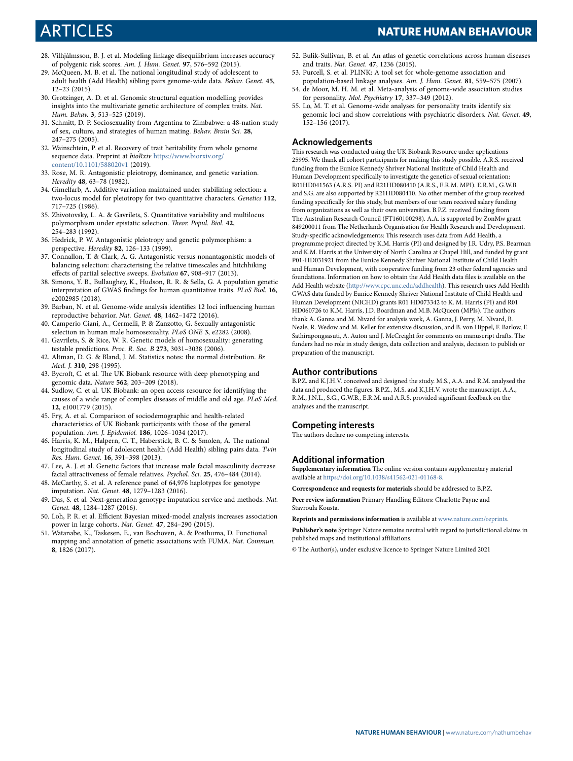28. Vilhjálmsson, B. J. et al. Modeling linkage disequilibrium increases accuracy of polygenic risk scores. *Am. J. Hum. Genet.* **97**, 576–592 (2015).
29. McQueen, M. B. et al. The national longitudinal study of adolescent to adult health (Add Health) sibling pairs genome-wide data. *Behav. Genet.* **45**, 12–23 (2015).
30. Grotzinger, A. D. et al. Genomic structural equation modelling provides insights into the multivariate genetic architecture of complex traits. *Nat. Hum. Behav.* **3**, 513–525 (2019).
31. Schmitt, D. P. Sociosexuality from Argentina to Zimbabwe: a 48-nation study of sex, culture, and strategies of human mating. *Behav. Brain Sci.* **28**, 247–275 (2005).
32. Wainschtein, P. et al. Recovery of trait heritability from whole genome sequence data. Preprint at *bioRxiv* https://www.biorxiv.org/content/10.1101/588020v1 (2019).
33. Rose, M. R. Antagonistic pleiotropy, dominance, and genetic variation. *Heredity* **48**, 63–78 (1982).
34. Gimelfarb, A. Additive variation maintained under stabilizing selection: a two-locus model for pleiotropy for two quantitative characters. *Genetics* **112**, 717–725 (1986).
35. Zhivotovsky, L. A. & Gavrilets, S. Quantitative variability and multilocus polymorphism under epistatic selection. *Theor. Popul. Biol.* **42**, 254–283 (1992).
36. Hedrick, P. W. Antagonistic pleiotropy and genetic polymorphism: a perspective. *Heredity* **82**, 126–133 (1999).
37. Connallon, T. & Clark, A. G. Antagonistic versus nonantagonistic models of balancing selection: characterising the relative timescales and hitchhiking effects of partial selective sweeps. *Evolution* **67**, 908–917 (2013).
38. Simons, Y. B., Bullaughey, K., Hudson, R. R. & Sella, G. A population genetic interpretation of GWAS findings for human quantitative traits. *PLoS Biol.* **16**, e2002985 (2018).
39. Barban, N. et al. Genome-wide analysis identifies 12 loci influencing human reproductive behavior. *Nat. Genet.* **48**, 1462–1472 (2016).
40. Camperio Ciani, A., Cermelli, P. & Zanzotto, G. Sexually antagonistic selection in human male homosexuality. *PLoS ONE* **3**, e2282 (2008).
41. Gavrilets, S. & Rice, W. R. Genetic models of homosexuality: generating testable predictions. *Proc. R. Soc. B* **273**, 3031–3038 (2006).
42. Altman, D. G. & Bland, J. M. Statistics notes: the normal distribution. *Br. Med. J.* **310**, 298 (1995).
43. Bycroft, C. et al. The UK Biobank resource with deep phenotyping and genomic data. *Nature* **562**, 203–209 (2018).
44. Sudlow, C. et al. UK Biobank: an open access resource for identifying the causes of a wide range of complex diseases of middle and old age. *PLoS Med.* **12**, e1001779 (2015).
45. Fry, A. et al. Comparison of sociodemographic and health-related characteristics of UK Biobank participants with those of the general population. *Am. J. Epidemiol.* **186**, 1026–1034 (2017).
46. Harris, K. M., Halpern, C. T., Haberstick, B. C. & Smolen, A. The national longitudinal study of adolescent health (Add Health) sibling pairs data. *Twin Res. Hum. Genet.* **16**, 391–398 (2013).
47. Lee, A. J. et al. Genetic factors that increase male facial masculinity decrease facial attractiveness of female relatives. *Psychol. Sci.* **25**, 476–484 (2014).
48. McCarthy, S. et al. A reference panel of 64,976 haplotypes for genotype imputation. *Nat. Genet.* **48**, 1279–1283 (2016).
49. Das, S. et al. Next-generation genotype imputation service and methods. *Nat. Genet.* **48**, 1284–1287 (2016).
50. Loh, P. R. et al. Efficient Bayesian mixed-model analysis increases association power in large cohorts. *Nat. Genet.* **47**, 284–290 (2015).
51. Watanabe, K., Taskesen, E., van Bochoven, A. & Posthuma, D. Functional mapping and annotation of genetic associations with FUMA. *Nat. Commun.* **8**, 1826 (2017).
52. Bulik-Sullivan, B. et al. An atlas of genetic correlations across human diseases and traits. *Nat. Genet.* **47**, 1236 (2015).
53. Purcell, S. et al. PLINK: A tool set for whole-genome association and population-based linkage analyses. *Am. J. Hum. Genet.* **81**, 559–575 (2007).
54. de Moor, M. H. M. et al. Meta-analysis of genome-wide association studies for personality. *Mol. Psychiatry* **17**, 337–349 (2012).
55. Lo, M. T. et al. Genome-wide analyses for personality traits identify six genomic loci and show correlations with psychiatric disorders. *Nat. Genet.* **49**, 152–156 (2017).

## Acknowledgements

This research was conducted using the UK Biobank Resource under applications 25995. We thank all cohort participants for making this study possible. A.R.S. received funding from the Eunice Kennedy Shriver National Institute of Child Health and Human Development specifically to investigate the genetics of sexual orientation: R01HD041563 (A.R.S. PI) and R21HD080410 (A.R.S., E.R.M. MPI). E.R.M., G.W.B. and S.G. are also supported by R21HD080410. No other member of the group received funding specifically for this study, but members of our team received salary funding from organizations as well as their own universities. B.P.Z. received funding from The Australian Research Council (FT160100298). A.A. is supported by ZonMw grant 849200011 from The Netherlands Organisation for Health Research and Development. Study-specific acknowledgements: This research uses data from Add Health, a programme project directed by K.M. Harris (PI) and designed by J.R. Udry, P.S. Bearman and K.M. Harris at the University of North Carolina at Chapel Hill, and funded by grant P01-HD031921 from the Eunice Kennedy Shriver National Institute of Child Health and Human Development, with cooperative funding from 23 other federal agencies and foundations. Information on how to obtain the Add Health data files is available on the Add Health website (http://www.cpc.unc.edu/addhealth). This research uses Add Health GWAS data funded by Eunice Kennedy Shriver National Institute of Child Health and Human Development (NICHD) grants R01 HD073342 to K. M. Harris (PI) and R01 HD060726 to K.M. Harris, J.D. Boardman and M.B. McQueen (MPIs). The authors thank A. Ganna and M. Nivard for analysis work, A. Ganna, J. Perry, M. Nivard, B. Neale, R. Wedow and M. Keller for extensive discussion, and B. von Hippel, F. Barlow, F. Sathirapongsasuti, A. Auton and J. McCreight for comments on manuscript drafts. The funders had no role in study design, data collection and analysis, decision to publish or preparation of the manuscript.

## Author contributions

B.P.Z. and K.J.H.V. conceived and designed the study. M.S., A.A. and R.M. analysed the data and produced the figures. B.P.Z., M.S. and K.J.H.V. wrote the manuscript. A.A., R.M., J.N.L., S.G., G.W.B., E.R.M. and A.R.S. provided significant feedback on the analyses and the manuscript.

## Competing interests

The authors declare no competing interests.

## Additional information

**Supplementary information** The online version contains supplementary material available at https://doi.org/10.1038/s41562-021-01168-8.

**Correspondence and requests for materials** should be addressed to B.P.Z.

**Peer review information** Primary Handling Editors: Charlotte Payne and Stavroula Kousta.

**Reprints and permissions information** is available at www.nature.com/reprints.

**Publisher's note** Springer Nature remains neutral with regard to jurisdictional claims in published maps and institutional affiliations.

© The Author(s), under exclusive licence to Springer Nature Limited 2021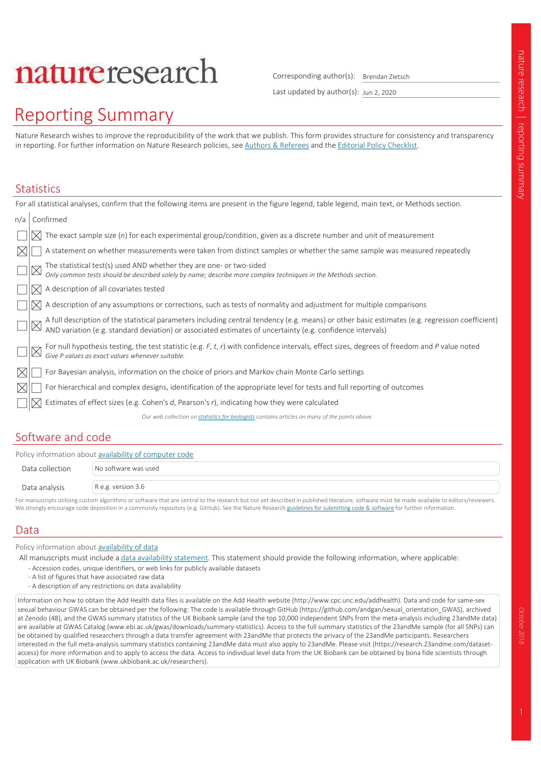# nature research

Corresponding author(s): Brendan Zietsch

Last updated by author(s): Jun 2, 2020

# Reporting Summary

Nature Research wishes to improve the reproducibility of the work that we publish. This form provides structure for consistency and transparency in reporting. For further information on Nature Research policies, see Authors & Referees and the Editorial Policy Checklist.

## Statistics

For all statistical analyses, confirm that the following items are present in the figure legend, table legend, main text, or Methods section.

| n/a | Confirmed | |
|---|---|---|
| ☐ | ☒ | The exact sample size (*n*) for each experimental group/condition, given as a discrete number and unit of measurement |
| ☒ | ☐ | A statement on whether measurements were taken from distinct samples or whether the same sample was measured repeatedly |
| ☐ | ☒ | The statistical test(s) used AND whether they are one- or two-sided *Only common tests should be described solely by name; describe more complex techniques in the Methods section.* |
| ☐ | ☒ | A description of all covariates tested |
| ☐ | ☒ | A description of any assumptions or corrections, such as tests of normality and adjustment for multiple comparisons |
| ☐ | ☒ | A full description of the statistical parameters including central tendency (e.g. means) or other basic estimates (e.g. regression coefficient) AND variation (e.g. standard deviation) or associated estimates of uncertainty (e.g. confidence intervals) |
| ☐ | ☒ | For null hypothesis testing, the test statistic (e.g. *F*, *t*, *r*) with confidence intervals, effect sizes, degrees of freedom and *P* value noted *Give P values as exact values whenever suitable.* |
| ☒ | ☐ | For Bayesian analysis, information on the choice of priors and Markov chain Monte Carlo settings |
| ☒ | ☐ | For hierarchical and complex designs, identification of the appropriate level for tests and full reporting of outcomes |
| ☐ | ☒ | Estimates of effect sizes (e.g. Cohen's *d*, Pearson's *r*), indicating how they were calculated |

*Our web collection on statistics for biologists contains articles on many of the points above.*

## Software and code

Policy information about availability of computer code

| | |
|---|---|
| Data collection | No software was used |
| Data analysis | R e.g. version 3.6 |

For manuscripts utilizing custom algorithms or software that are central to the research but not yet described in published literature, software must be made available to editors/reviewers. We strongly encourage code deposition in a community repository (e.g. GitHub). See the Nature Research guidelines for submitting code & software for further information.

## Data

Policy information about availability of data

All manuscripts must include a data availability statement. This statement should provide the following information, where applicable:

- Accession codes, unique identifiers, or web links for publicly available datasets
- A list of figures that have associated raw data
- A description of any restrictions on data availability

Information on how to obtain the Add Health data files is available on the Add Health website (http://www.cpc.unc.edu/addhealth). Data and code for same-sex sexual behaviour GWAS can be obtained per the following: The code is available through GitHub (https://github.com/andgan/sexual_orientation_GWAS), archived at Zenodo (48), and the GWAS summary statistics of the UK Biobank sample (and the top 10,000 independent SNPs from the meta-analysis including 23andMe data) are available at GWAS Catalog (www.ebi.ac.uk/gwas/downloads/summary-statistics). Access to the full summary statistics of the 23andMe sample (for all SNPs) can be obtained by qualified researchers through a data transfer agreement with 23andMe that protects the privacy of the 23andMe participants. Researchers interested in the full meta-analysis summary statistics containing 23andMe data must also apply to 23andMe. Please visit (https://research.23andme.com/dataset-access) for more information and to apply to access the data. Access to individual level data from the UK Biobank can be obtained by bona fide scientists through application with UK Biobank (www.ukbiobank.ac.uk/researchers).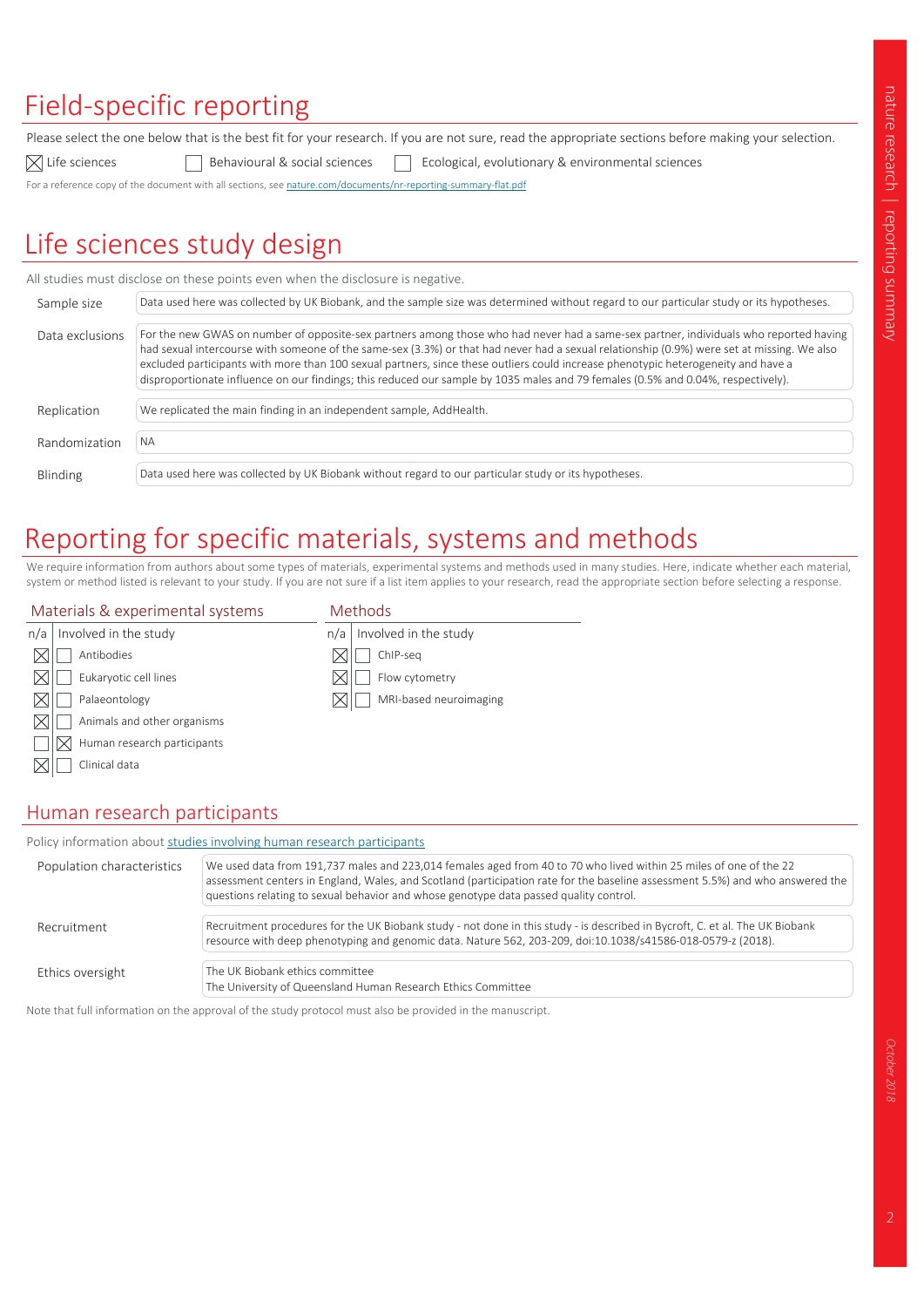# Field-specific reporting

Please select the one below that is the best fit for your research. If you are not sure, read the appropriate sections before making your selection.

☒ Life sciences ☐ Behavioural & social sciences ☐ Ecological, evolutionary & environmental sciences

For a reference copy of the document with all sections, see nature.com/documents/nr-reporting-summary-flat.pdf

# Life sciences study design

All studies must disclose on these points even when the disclosure is negative.

| | |
|---|---|
| Sample size | Data used here was collected by UK Biobank, and the sample size was determined without regard to our particular study or its hypotheses. |
| Data exclusions | For the new GWAS on number of opposite-sex partners among those who had never had a same-sex partner, individuals who reported having had sexual intercourse with someone of the same-sex (3.3%) or that had never had a sexual relationship (0.9%) were set at missing. We also excluded participants with more than 100 sexual partners, since these outliers could increase phenotypic heterogeneity and have a disproportionate influence on our findings; this reduced our sample by 1035 males and 79 females (0.5% and 0.04%, respectively). |
| Replication | We replicated the main finding in an independent sample, AddHealth. |
| Randomization | NA |
| Blinding | Data used here was collected by UK Biobank without regard to our particular study or its hypotheses. |

# Reporting for specific materials, systems and methods

We require information from authors about some types of materials, experimental systems and methods used in many studies. Here, indicate whether each material, system or method listed is relevant to your study. If you are not sure if a list item applies to your research, read the appropriate section before selecting a response.

**Materials & experimental systems**

| n/a | Involved in the study |
|---|---|
| ☒ | ☐ Antibodies |
| ☒ | ☐ Eukaryotic cell lines |
| ☒ | ☐ Palaeontology |
| ☒ | ☐ Animals and other organisms |
| ☐ | ☒ Human research participants |
| ☒ | ☐ Clinical data |

**Methods**

| n/a | Involved in the study |
|---|---|
| ☒ | ☐ ChIP-seq |
| ☒ | ☐ Flow cytometry |
| ☒ | ☐ MRI-based neuroimaging |

## Human research participants

Policy information about studies involving human research participants

| | |
|---|---|
| Population characteristics | We used data from 191,737 males and 223,014 females aged from 40 to 70 who lived within 25 miles of one of the 22 assessment centers in England, Wales, and Scotland (participation rate for the baseline assessment 5.5%) and who answered the questions relating to sexual behavior and whose genotype data passed quality control. |
| Recruitment | Recruitment procedures for the UK Biobank study - not done in this study - is described in Bycroft, C. et al. The UK Biobank resource with deep phenotyping and genomic data. Nature 562, 203-209, doi:10.1038/s41586-018-0579-z (2018). |
| Ethics oversight | The UK Biobank ethics committee<br>The University of Queensland Human Research Ethics Committee |

Note that full information on the approval of the study protocol must also be provided in the manuscript.